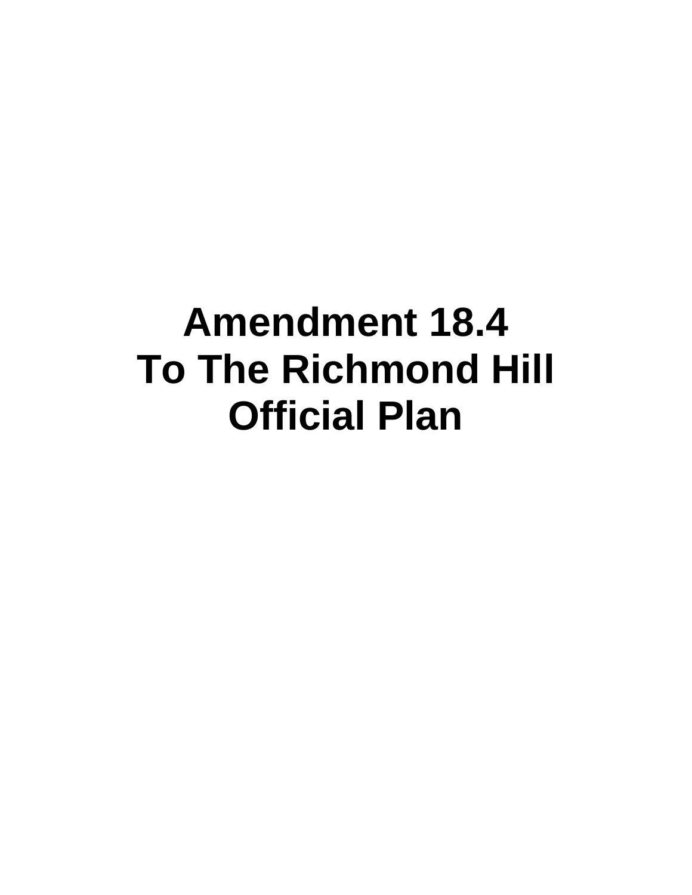# Amendment 18.4
# To The Richmond Hill
# Official Plan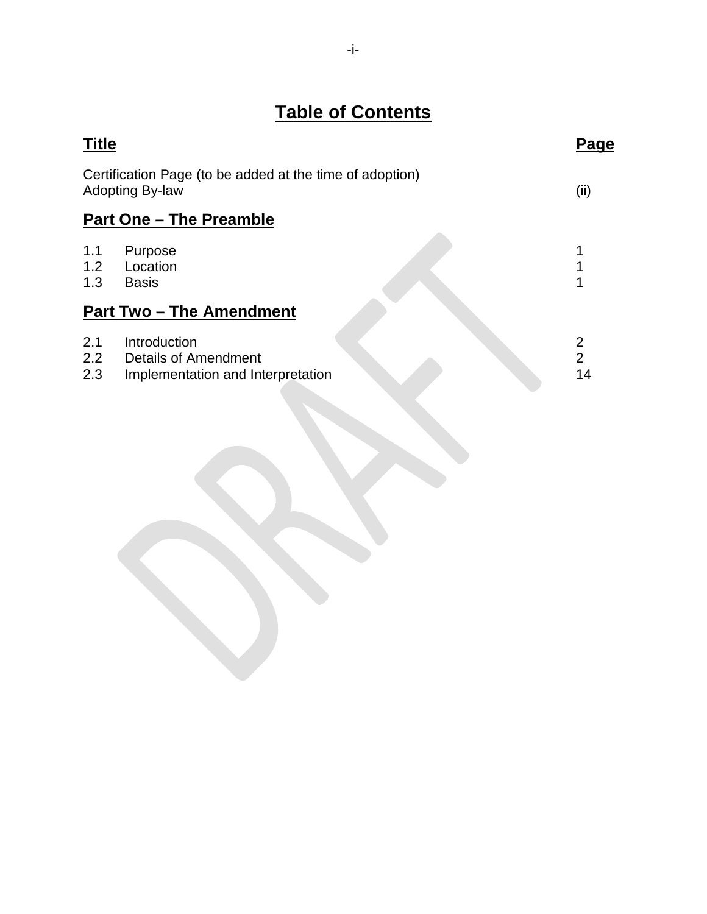# Table of Contents

| Title | | Page |
|---|---|---|
| Certification Page (to be added at the time of adoption) | | |
| Adopting By-law | | (ii) |

## Part One – The Preamble

| | | |
|---|---|---|
| 1.1 | Purpose | 1 |
| 1.2 | Location | 1 |
| 1.3 | Basis | 1 |

## Part Two – The Amendment

| | | |
|---|---|---|
| 2.1 | Introduction | 2 |
| 2.2 | Details of Amendment | 2 |
| 2.3 | Implementation and Interpretation | 14 |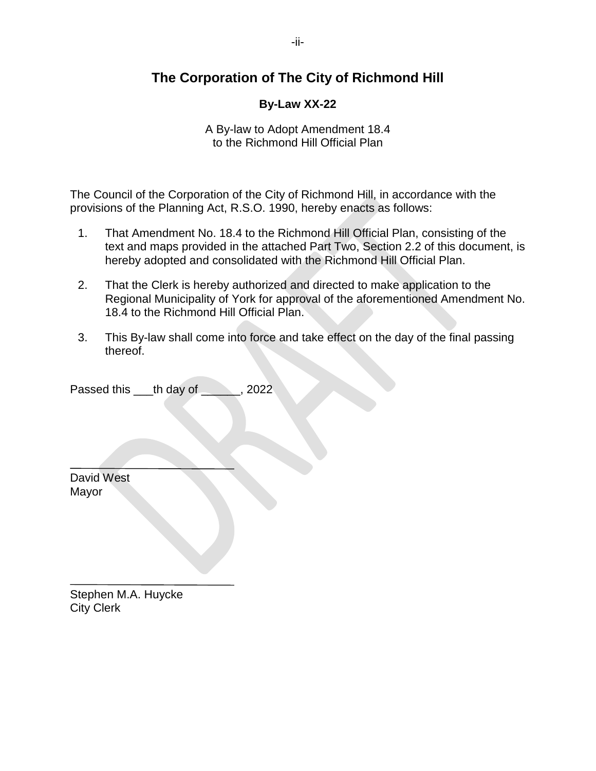# The Corporation of The City of Richmond Hill

## By-Law XX-22

A By-law to Adopt Amendment 18.4
to the Richmond Hill Official Plan

The Council of the Corporation of the City of Richmond Hill, in accordance with the provisions of the Planning Act, R.S.O. 1990, hereby enacts as follows:

1. That Amendment No. 18.4 to the Richmond Hill Official Plan, consisting of the text and maps provided in the attached Part Two, Section 2.2 of this document, is hereby adopted and consolidated with the Richmond Hill Official Plan.

2. That the Clerk is hereby authorized and directed to make application to the Regional Municipality of York for approval of the aforementioned Amendment No. 18.4 to the Richmond Hill Official Plan.

3. This By-law shall come into force and take effect on the day of the final passing thereof.

Passed this ___th day of ______, 2022

\_\_\_\_\_\_\_\_\_\_\_\_\_\_\_\_\_\_\_\_\_\_\_\_\_\_
David West
Mayor

\_\_\_\_\_\_\_\_\_\_\_\_\_\_\_\_\_\_\_\_\_\_\_\_\_\_
Stephen M.A. Huycke
City Clerk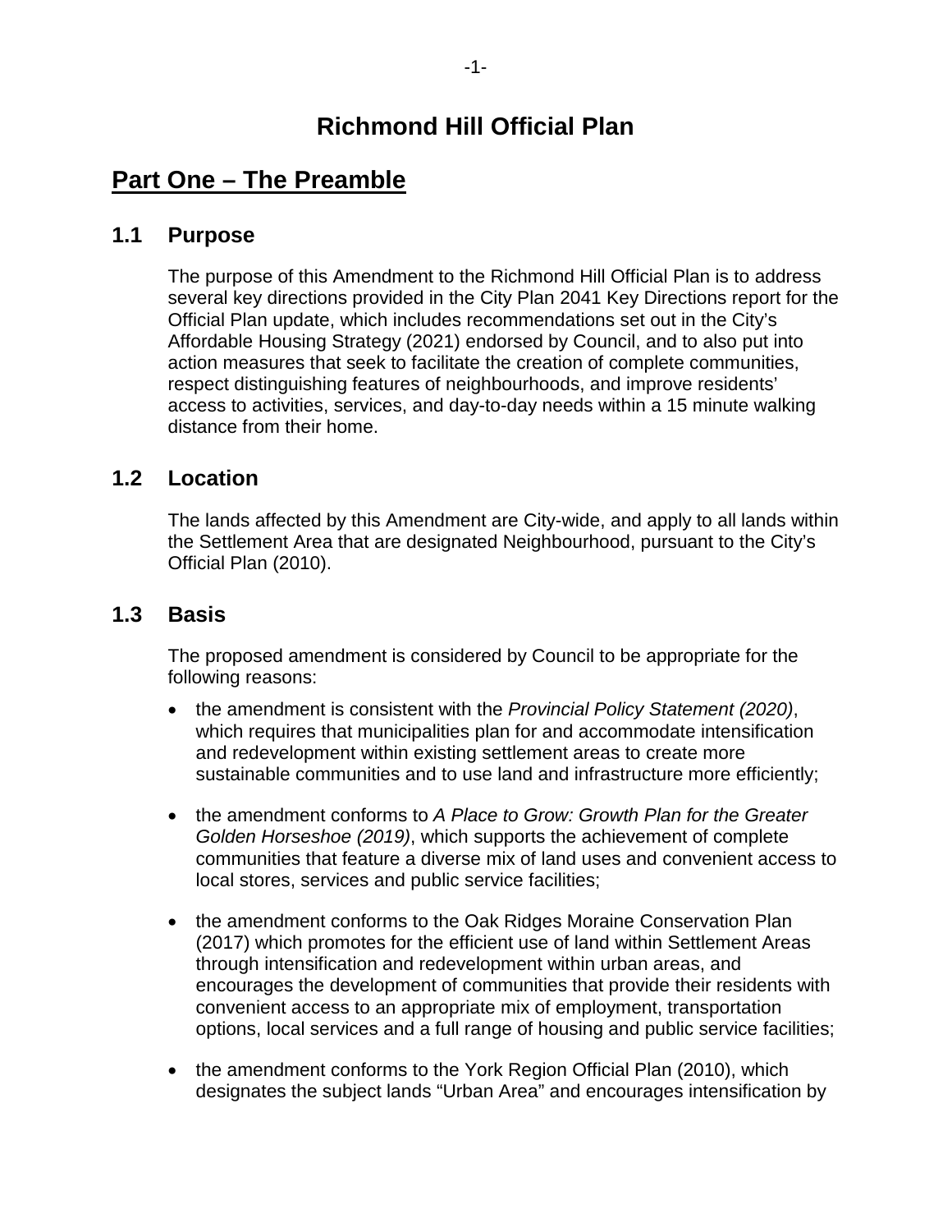# Richmond Hill Official Plan

## Part One – The Preamble

### 1.1 Purpose

The purpose of this Amendment to the Richmond Hill Official Plan is to address several key directions provided in the City Plan 2041 Key Directions report for the Official Plan update, which includes recommendations set out in the City's Affordable Housing Strategy (2021) endorsed by Council, and to also put into action measures that seek to facilitate the creation of complete communities, respect distinguishing features of neighbourhoods, and improve residents' access to activities, services, and day-to-day needs within a 15 minute walking distance from their home.

### 1.2 Location

The lands affected by this Amendment are City-wide, and apply to all lands within the Settlement Area that are designated Neighbourhood, pursuant to the City's Official Plan (2010).

### 1.3 Basis

The proposed amendment is considered by Council to be appropriate for the following reasons:

- the amendment is consistent with the *Provincial Policy Statement (2020)*, which requires that municipalities plan for and accommodate intensification and redevelopment within existing settlement areas to create more sustainable communities and to use land and infrastructure more efficiently;

- the amendment conforms to *A Place to Grow: Growth Plan for the Greater Golden Horseshoe (2019)*, which supports the achievement of complete communities that feature a diverse mix of land uses and convenient access to local stores, services and public service facilities;

- the amendment conforms to the Oak Ridges Moraine Conservation Plan (2017) which promotes for the efficient use of land within Settlement Areas through intensification and redevelopment within urban areas, and encourages the development of communities that provide their residents with convenient access to an appropriate mix of employment, transportation options, local services and a full range of housing and public service facilities;

- the amendment conforms to the York Region Official Plan (2010), which designates the subject lands "Urban Area" and encourages intensification by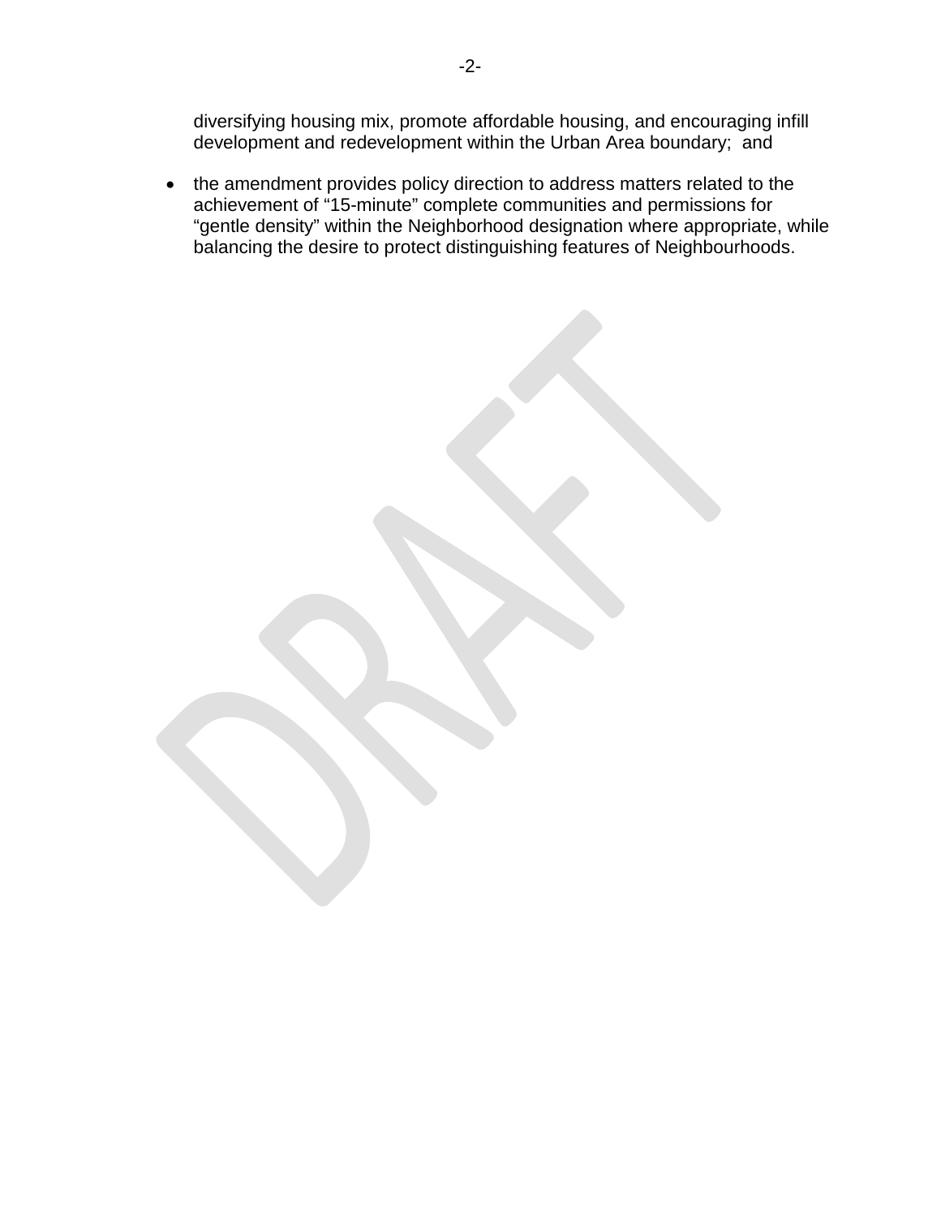diversifying housing mix, promote affordable housing, and encouraging infill development and redevelopment within the Urban Area boundary; and

- the amendment provides policy direction to address matters related to the achievement of “15-minute” complete communities and permissions for “gentle density” within the Neighborhood designation where appropriate, while balancing the desire to protect distinguishing features of Neighbourhoods.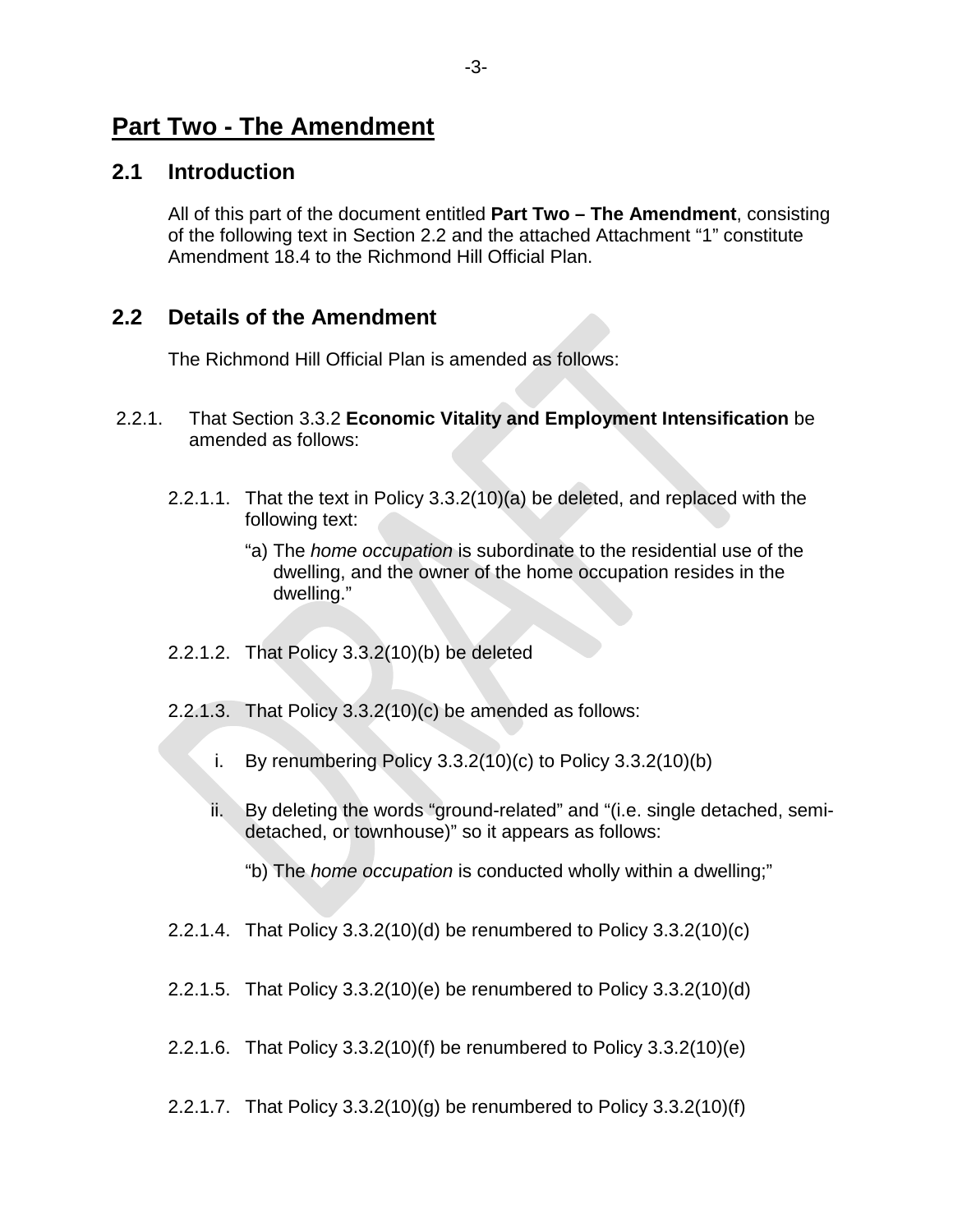# Part Two - The Amendment

## 2.1 Introduction

All of this part of the document entitled **Part Two – The Amendment**, consisting of the following text in Section 2.2 and the attached Attachment "1" constitute Amendment 18.4 to the Richmond Hill Official Plan.

## 2.2 Details of the Amendment

The Richmond Hill Official Plan is amended as follows:

2.2.1. That Section 3.3.2 **Economic Vitality and Employment Intensification** be amended as follows:

2.2.1.1. That the text in Policy 3.3.2(10)(a) be deleted, and replaced with the following text:

"a) The *home occupation* is subordinate to the residential use of the dwelling, and the owner of the home occupation resides in the dwelling."

2.2.1.2. That Policy 3.3.2(10)(b) be deleted

2.2.1.3. That Policy 3.3.2(10)(c) be amended as follows:

i. By renumbering Policy 3.3.2(10)(c) to Policy 3.3.2(10)(b)

ii. By deleting the words "ground-related" and "(i.e. single detached, semi-detached, or townhouse)" so it appears as follows:

"b) The *home occupation* is conducted wholly within a dwelling;"

2.2.1.4. That Policy 3.3.2(10)(d) be renumbered to Policy 3.3.2(10)(c)

2.2.1.5. That Policy 3.3.2(10)(e) be renumbered to Policy 3.3.2(10)(d)

2.2.1.6. That Policy 3.3.2(10)(f) be renumbered to Policy 3.3.2(10)(e)

2.2.1.7. That Policy 3.3.2(10)(g) be renumbered to Policy 3.3.2(10)(f)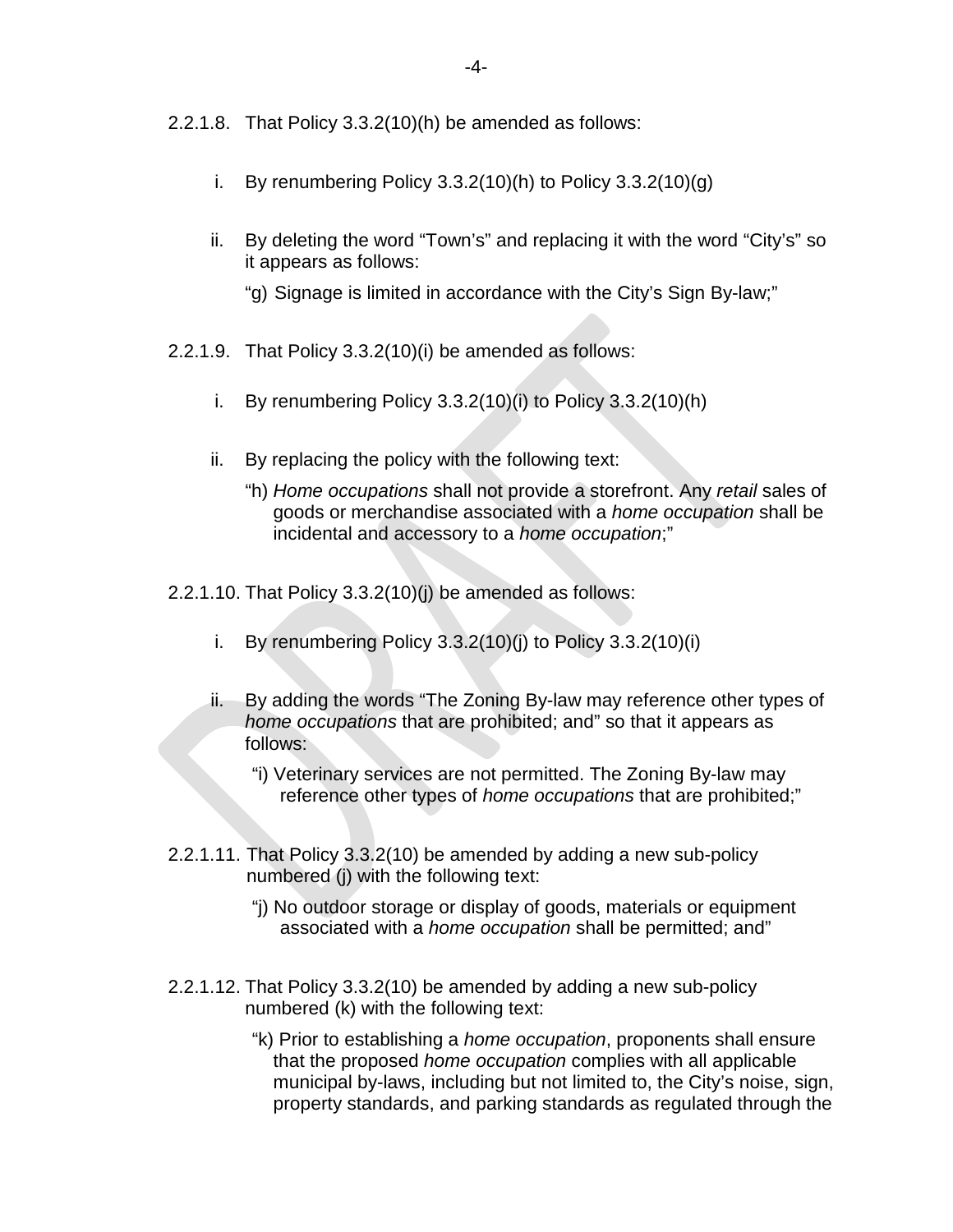2.2.1.8. That Policy 3.3.2(10)(h) be amended as follows:

i. By renumbering Policy 3.3.2(10)(h) to Policy 3.3.2(10)(g)

ii. By deleting the word "Town's" and replacing it with the word "City's" so it appears as follows:

"g) Signage is limited in accordance with the City's Sign By-law;"

2.2.1.9. That Policy 3.3.2(10)(i) be amended as follows:

i. By renumbering Policy 3.3.2(10)(i) to Policy 3.3.2(10)(h)

ii. By replacing the policy with the following text:

"h) *Home occupations* shall not provide a storefront. Any *retail* sales of goods or merchandise associated with a *home occupation* shall be incidental and accessory to a *home occupation*;"

2.2.1.10. That Policy 3.3.2(10)(j) be amended as follows:

i. By renumbering Policy 3.3.2(10)(j) to Policy 3.3.2(10)(i)

ii. By adding the words "The Zoning By-law may reference other types of *home occupations* that are prohibited; and" so that it appears as follows:

"i) Veterinary services are not permitted. The Zoning By-law may reference other types of *home occupations* that are prohibited;"

2.2.1.11. That Policy 3.3.2(10) be amended by adding a new sub-policy numbered (j) with the following text:

"j) No outdoor storage or display of goods, materials or equipment associated with a *home occupation* shall be permitted; and"

2.2.1.12. That Policy 3.3.2(10) be amended by adding a new sub-policy numbered (k) with the following text:

"k) Prior to establishing a *home occupation*, proponents shall ensure that the proposed *home occupation* complies with all applicable municipal by-laws, including but not limited to, the City's noise, sign, property standards, and parking standards as regulated through the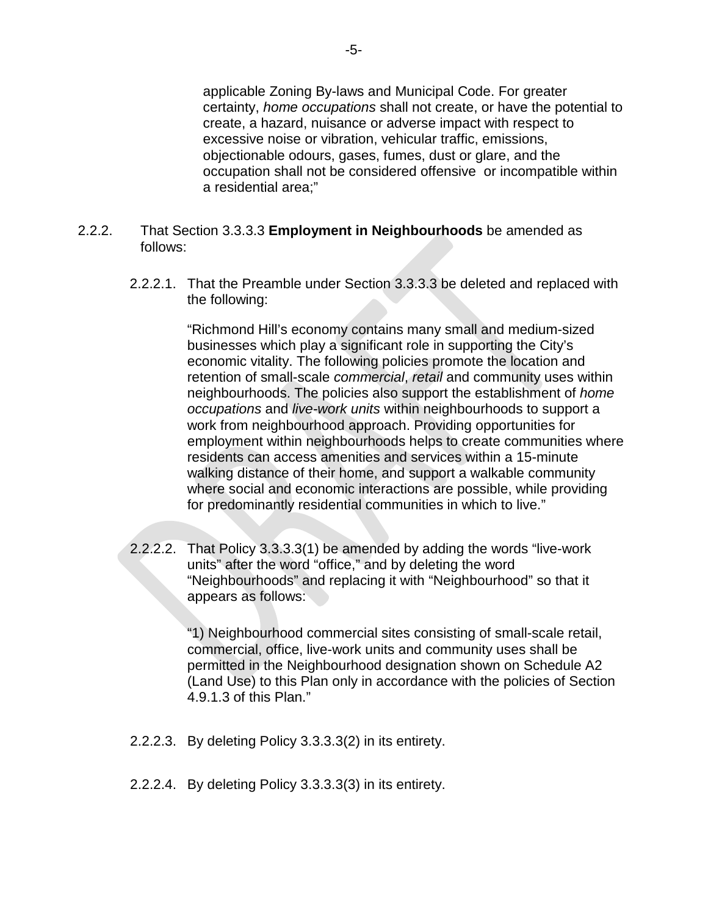applicable Zoning By-laws and Municipal Code. For greater certainty, *home occupations* shall not create, or have the potential to create, a hazard, nuisance or adverse impact with respect to excessive noise or vibration, vehicular traffic, emissions, objectionable odours, gases, fumes, dust or glare, and the occupation shall not be considered offensive or incompatible within a residential area;"

2.2.2. That Section 3.3.3.3 **Employment in Neighbourhoods** be amended as follows:

2.2.2.1. That the Preamble under Section 3.3.3.3 be deleted and replaced with the following:

"Richmond Hill's economy contains many small and medium-sized businesses which play a significant role in supporting the City's economic vitality. The following policies promote the location and retention of small-scale *commercial*, *retail* and community uses within neighbourhoods. The policies also support the establishment of *home occupations* and *live-work units* within neighbourhoods to support a work from neighbourhood approach. Providing opportunities for employment within neighbourhoods helps to create communities where residents can access amenities and services within a 15-minute walking distance of their home, and support a walkable community where social and economic interactions are possible, while providing for predominantly residential communities in which to live."

2.2.2.2. That Policy 3.3.3.3(1) be amended by adding the words "live-work units" after the word "office," and by deleting the word "Neighbourhoods" and replacing it with "Neighbourhood" so that it appears as follows:

"1) Neighbourhood commercial sites consisting of small-scale retail, commercial, office, live-work units and community uses shall be permitted in the Neighbourhood designation shown on Schedule A2 (Land Use) to this Plan only in accordance with the policies of Section 4.9.1.3 of this Plan."

2.2.2.3. By deleting Policy 3.3.3.3(2) in its entirety.

2.2.2.4. By deleting Policy 3.3.3.3(3) in its entirety.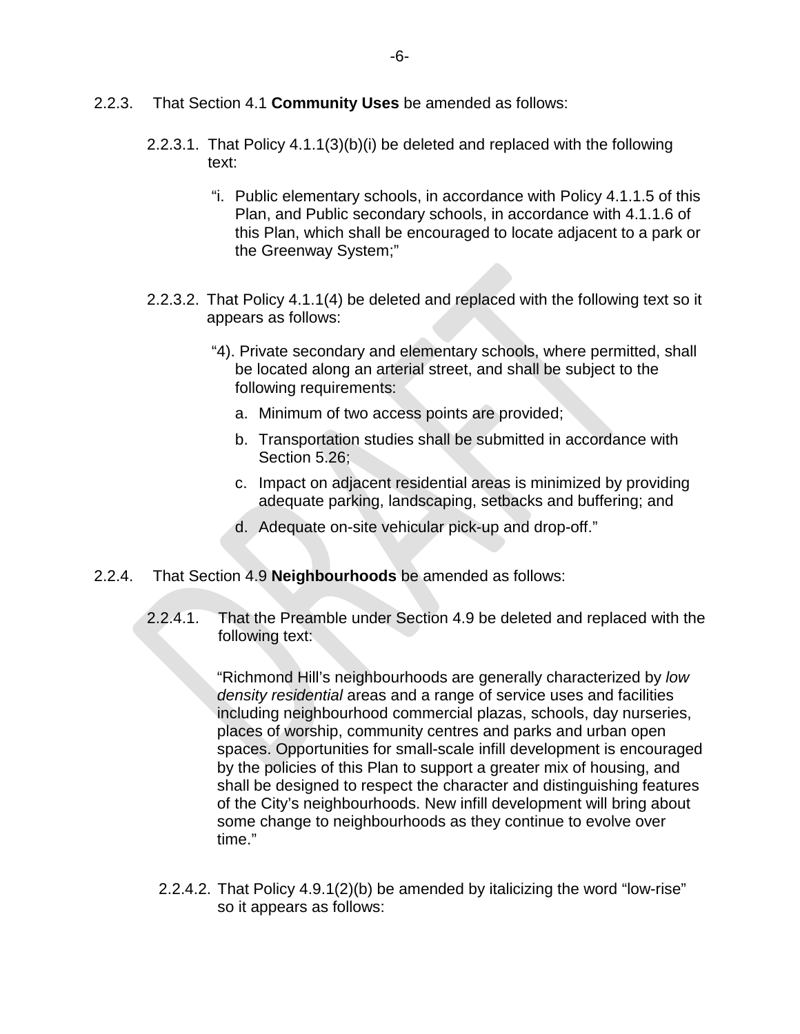2.2.3. That Section 4.1 **Community Uses** be amended as follows:

2.2.3.1. That Policy 4.1.1(3)(b)(i) be deleted and replaced with the following text:

> "i. Public elementary schools, in accordance with Policy 4.1.1.5 of this Plan, and Public secondary schools, in accordance with 4.1.1.6 of this Plan, which shall be encouraged to locate adjacent to a park or the Greenway System;"

2.2.3.2. That Policy 4.1.1(4) be deleted and replaced with the following text so it appears as follows:

> "4). Private secondary and elementary schools, where permitted, shall be located along an arterial street, and shall be subject to the following requirements:
>
> a. Minimum of two access points are provided;
>
> b. Transportation studies shall be submitted in accordance with Section 5.26;
>
> c. Impact on adjacent residential areas is minimized by providing adequate parking, landscaping, setbacks and buffering; and
>
> d. Adequate on-site vehicular pick-up and drop-off."

2.2.4. That Section 4.9 **Neighbourhoods** be amended as follows:

2.2.4.1. That the Preamble under Section 4.9 be deleted and replaced with the following text:

> "Richmond Hill's neighbourhoods are generally characterized by *low density residential* areas and a range of service uses and facilities including neighbourhood commercial plazas, schools, day nurseries, places of worship, community centres and parks and urban open spaces. Opportunities for small-scale infill development is encouraged by the policies of this Plan to support a greater mix of housing, and shall be designed to respect the character and distinguishing features of the City's neighbourhoods. New infill development will bring about some change to neighbourhoods as they continue to evolve over time."

2.2.4.2. That Policy 4.9.1(2)(b) be amended by italicizing the word "low-rise" so it appears as follows: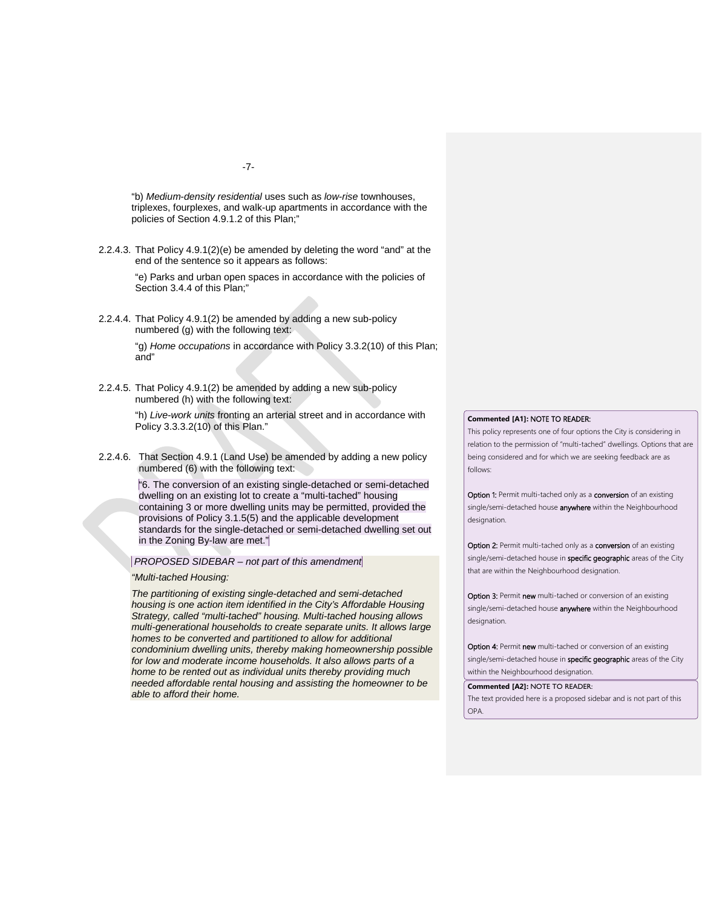"b) *Medium-density residential* uses such as *low-rise* townhouses, triplexes, fourplexes, and walk-up apartments in accordance with the policies of Section 4.9.1.2 of this Plan;"

2.2.4.3. That Policy 4.9.1(2)(e) be amended by deleting the word "and" at the end of the sentence so it appears as follows:

"e) Parks and urban open spaces in accordance with the policies of Section 3.4.4 of this Plan;"

2.2.4.4. That Policy 4.9.1(2) be amended by adding a new sub-policy numbered (g) with the following text:

"g) *Home occupations* in accordance with Policy 3.3.2(10) of this Plan; and"

2.2.4.5. That Policy 4.9.1(2) be amended by adding a new sub-policy numbered (h) with the following text:

"h) *Live-work units* fronting an arterial street and in accordance with Policy 3.3.3.2(10) of this Plan."

2.2.4.6. That Section 4.9.1 (Land Use) be amended by adding a new policy numbered (6) with the following text:

"6. The conversion of an existing single-detached or semi-detached dwelling on an existing lot to create a "multi-tached" housing containing 3 or more dwelling units may be permitted, provided the provisions of Policy 3.1.5(5) and the applicable development standards for the single-detached or semi-detached dwelling set out in the Zoning By-law are met."

*PROPOSED SIDEBAR – not part of this amendment*

*"Multi-tached Housing:*

*The partitioning of existing single-detached and semi-detached housing is one action item identified in the City's Affordable Housing Strategy, called "multi-tached" housing. Multi-tached housing allows multi-generational households to create separate units. It allows large homes to be converted and partitioned to allow for additional condominium dwelling units, thereby making homeownership possible for low and moderate income households. It also allows parts of a home to be rented out as individual units thereby providing much needed affordable rental housing and assisting the homeowner to be able to afford their home.*

**Commented [A1]:** NOTE TO READER:

This policy represents one of four options the City is considering in relation to the permission of "multi-tached" dwellings. Options that are being considered and for which we are seeking feedback are as follows:

**Option 1:** Permit multi-tached only as a **conversion** of an existing single/semi-detached house **anywhere** within the Neighbourhood designation.

**Option 2:** Permit multi-tached only as a **conversion** of an existing single/semi-detached house in **specific geographic** areas of the City that are within the Neighbourhood designation.

**Option 3:** Permit **new** multi-tached or conversion of an existing single/semi-detached house **anywhere** within the Neighbourhood designation.

**Option 4:** Permit **new** multi-tached or conversion of an existing single/semi-detached house in **specific geographic** areas of the City within the Neighbourhood designation.

**Commented [A2]:** NOTE TO READER:

The text provided here is a proposed sidebar and is not part of this OPA.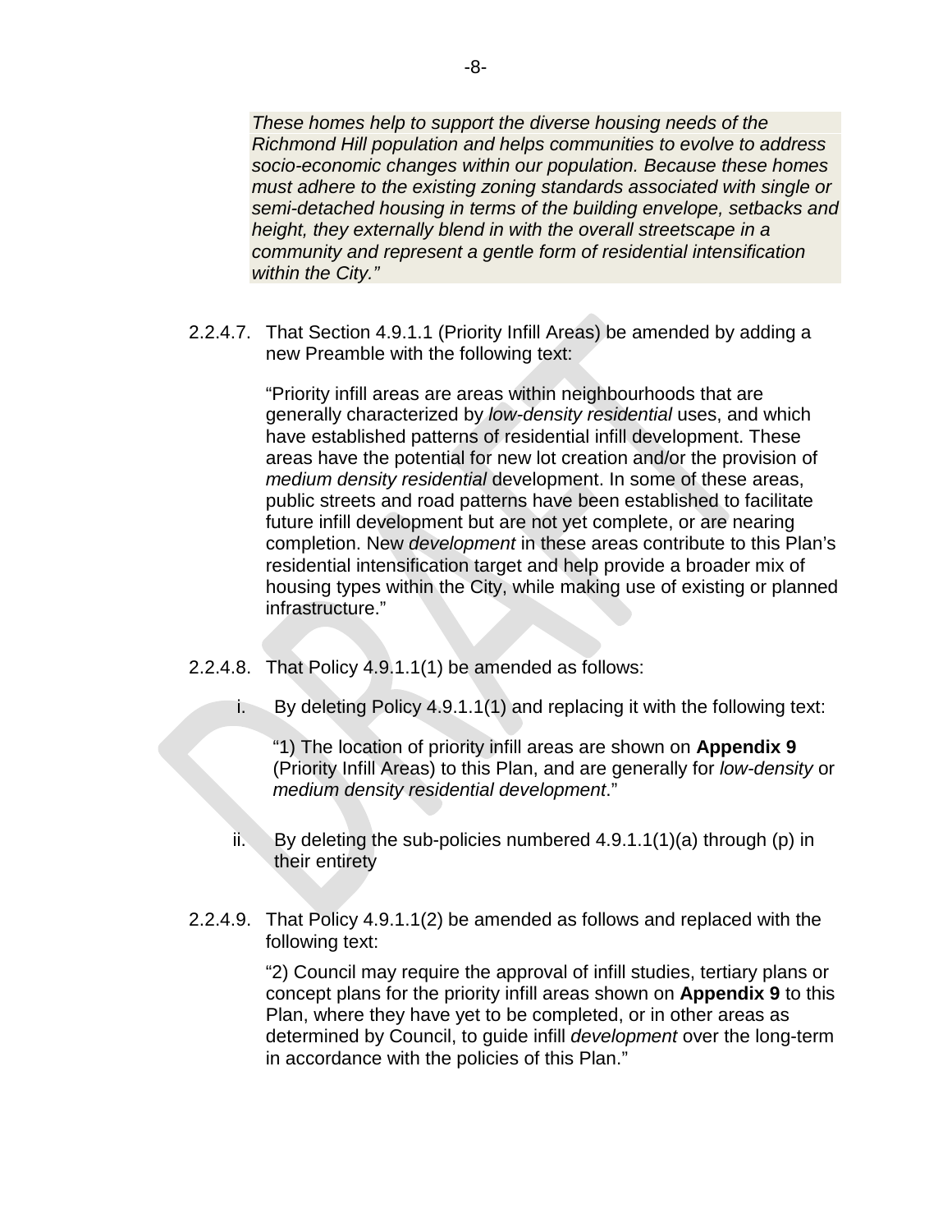*These homes help to support the diverse housing needs of the Richmond Hill population and helps communities to evolve to address socio-economic changes within our population. Because these homes must adhere to the existing zoning standards associated with single or semi-detached housing in terms of the building envelope, setbacks and height, they externally blend in with the overall streetscape in a community and represent a gentle form of residential intensification within the City."*

2.2.4.7. That Section 4.9.1.1 (Priority Infill Areas) be amended by adding a new Preamble with the following text:

"Priority infill areas are areas within neighbourhoods that are generally characterized by *low-density residential* uses, and which have established patterns of residential infill development. These areas have the potential for new lot creation and/or the provision of *medium density residential* development. In some of these areas, public streets and road patterns have been established to facilitate future infill development but are not yet complete, or are nearing completion. New *development* in these areas contribute to this Plan's residential intensification target and help provide a broader mix of housing types within the City, while making use of existing or planned infrastructure."

2.2.4.8. That Policy 4.9.1.1(1) be amended as follows:

i. By deleting Policy 4.9.1.1(1) and replacing it with the following text:

"1) The location of priority infill areas are shown on **Appendix 9** (Priority Infill Areas) to this Plan, and are generally for *low-density* or *medium density residential development*."

ii. By deleting the sub-policies numbered 4.9.1.1(1)(a) through (p) in their entirety

2.2.4.9. That Policy 4.9.1.1(2) be amended as follows and replaced with the following text:

"2) Council may require the approval of infill studies, tertiary plans or concept plans for the priority infill areas shown on **Appendix 9** to this Plan, where they have yet to be completed, or in other areas as determined by Council, to guide infill *development* over the long-term in accordance with the policies of this Plan."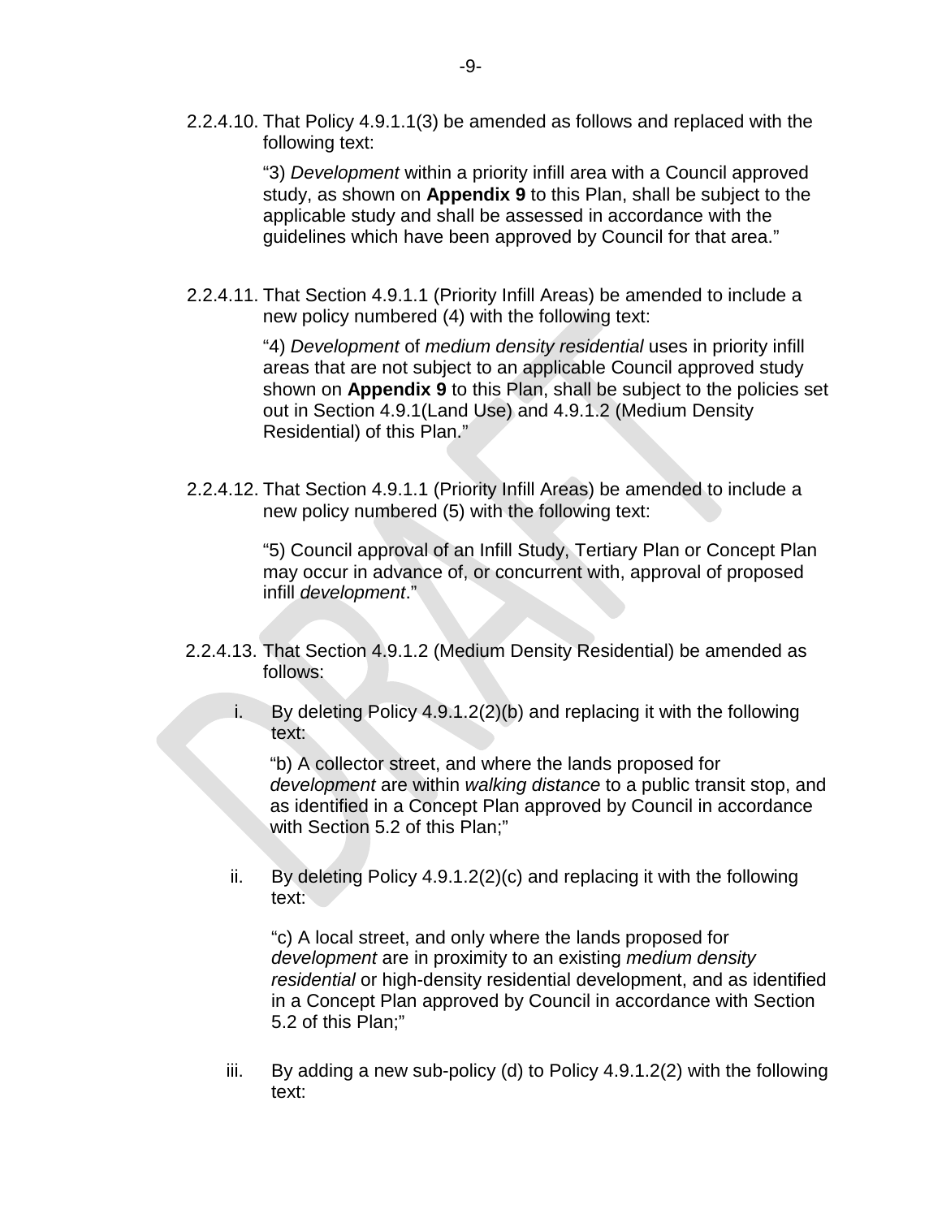2.2.4.10. That Policy 4.9.1.1(3) be amended as follows and replaced with the following text:

> "3) *Development* within a priority infill area with a Council approved study, as shown on **Appendix 9** to this Plan, shall be subject to the applicable study and shall be assessed in accordance with the guidelines which have been approved by Council for that area."

2.2.4.11. That Section 4.9.1.1 (Priority Infill Areas) be amended to include a new policy numbered (4) with the following text:

> "4) *Development* of *medium density residential* uses in priority infill areas that are not subject to an applicable Council approved study shown on **Appendix 9** to this Plan, shall be subject to the policies set out in Section 4.9.1(Land Use) and 4.9.1.2 (Medium Density Residential) of this Plan."

2.2.4.12. That Section 4.9.1.1 (Priority Infill Areas) be amended to include a new policy numbered (5) with the following text:

> "5) Council approval of an Infill Study, Tertiary Plan or Concept Plan may occur in advance of, or concurrent with, approval of proposed infill *development*."

2.2.4.13. That Section 4.9.1.2 (Medium Density Residential) be amended as follows:

i. By deleting Policy 4.9.1.2(2)(b) and replacing it with the following text:

> "b) A collector street, and where the lands proposed for *development* are within *walking distance* to a public transit stop, and as identified in a Concept Plan approved by Council in accordance with Section 5.2 of this Plan;"

ii. By deleting Policy 4.9.1.2(2)(c) and replacing it with the following text:

> "c) A local street, and only where the lands proposed for *development* are in proximity to an existing *medium density residential* or high-density residential development, and as identified in a Concept Plan approved by Council in accordance with Section 5.2 of this Plan;"

iii. By adding a new sub-policy (d) to Policy 4.9.1.2(2) with the following text: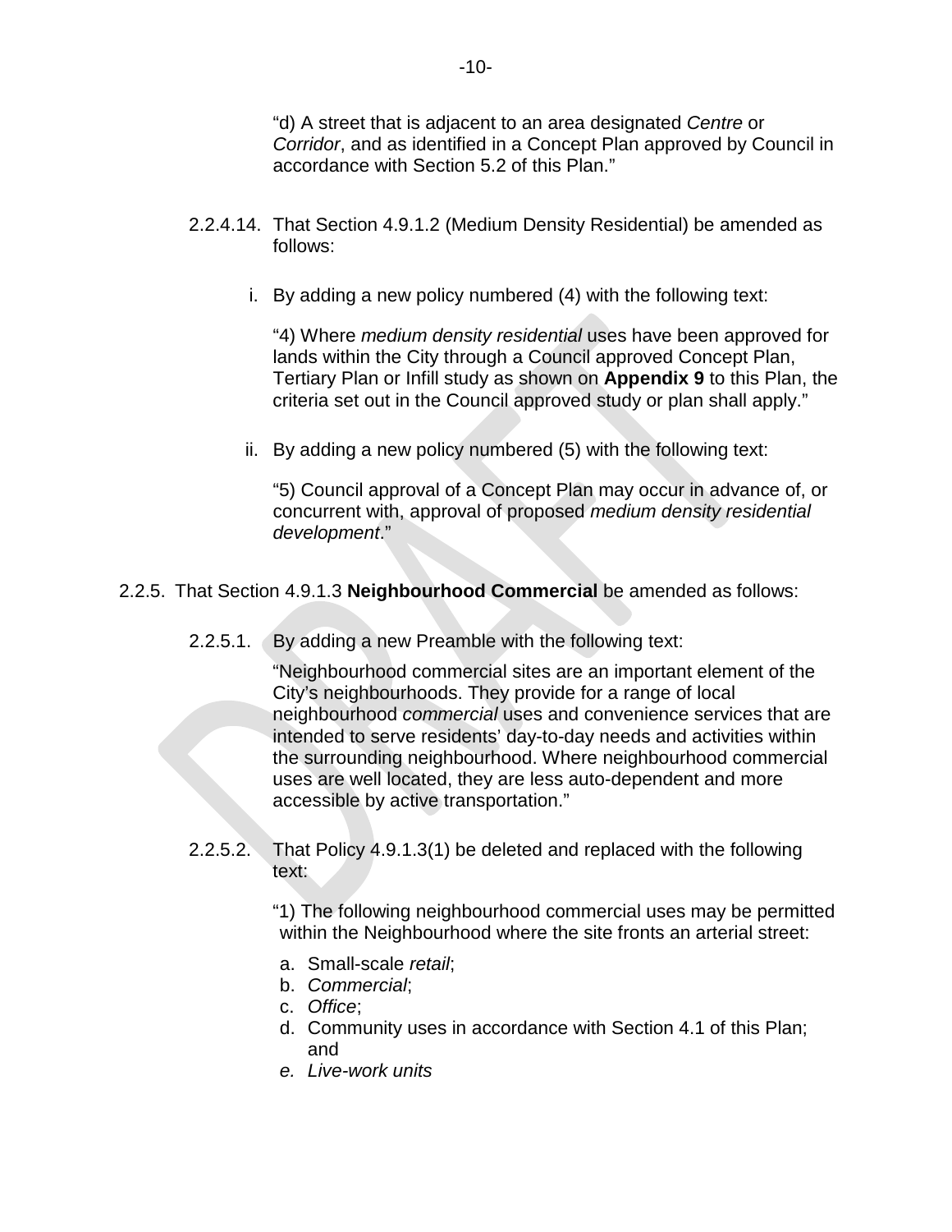"d) A street that is adjacent to an area designated *Centre* or *Corridor*, and as identified in a Concept Plan approved by Council in accordance with Section 5.2 of this Plan."

2.2.4.14. That Section 4.9.1.2 (Medium Density Residential) be amended as follows:

i. By adding a new policy numbered (4) with the following text:

"4) Where *medium density residential* uses have been approved for lands within the City through a Council approved Concept Plan, Tertiary Plan or Infill study as shown on **Appendix 9** to this Plan, the criteria set out in the Council approved study or plan shall apply."

ii. By adding a new policy numbered (5) with the following text:

"5) Council approval of a Concept Plan may occur in advance of, or concurrent with, approval of proposed *medium density residential development*."

2.2.5. That Section 4.9.1.3 **Neighbourhood Commercial** be amended as follows:

2.2.5.1. By adding a new Preamble with the following text:

"Neighbourhood commercial sites are an important element of the City's neighbourhoods. They provide for a range of local neighbourhood *commercial* uses and convenience services that are intended to serve residents' day-to-day needs and activities within the surrounding neighbourhood. Where neighbourhood commercial uses are well located, they are less auto-dependent and more accessible by active transportation."

2.2.5.2. That Policy 4.9.1.3(1) be deleted and replaced with the following text:

"1) The following neighbourhood commercial uses may be permitted within the Neighbourhood where the site fronts an arterial street:

a. Small-scale *retail*;
b. *Commercial*;
c. *Office*;
d. Community uses in accordance with Section 4.1 of this Plan; and
e. *Live-work units*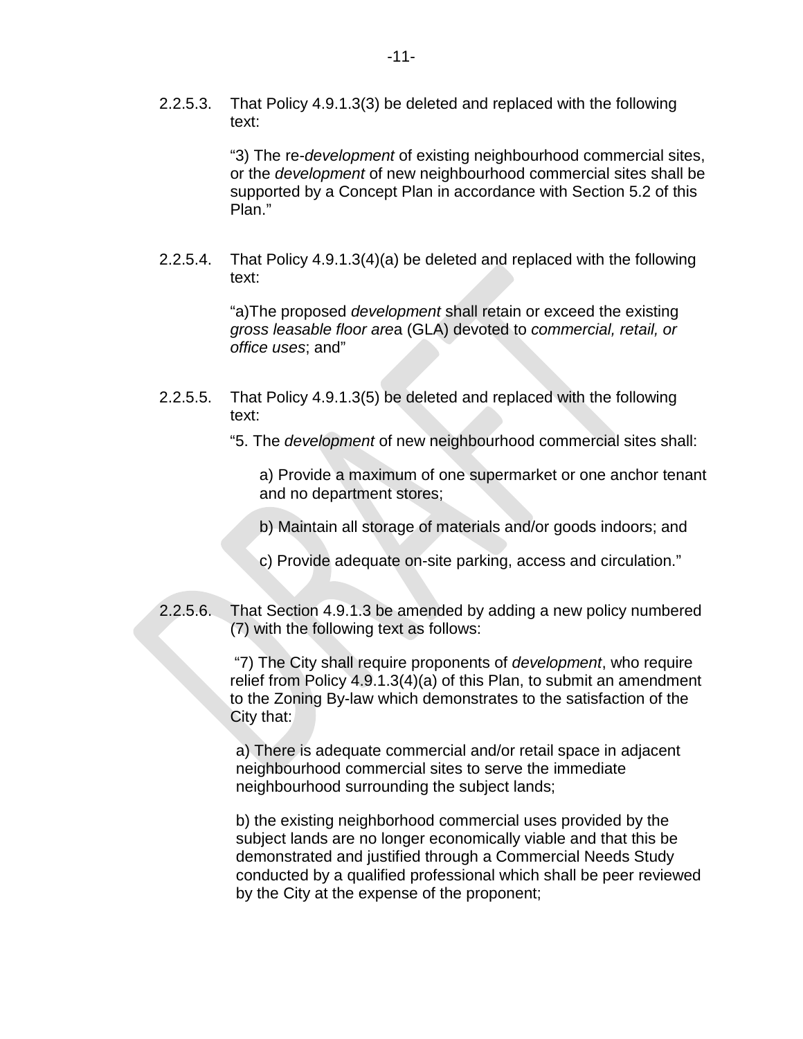2.2.5.3. That Policy 4.9.1.3(3) be deleted and replaced with the following text:

> "3) The re-*development* of existing neighbourhood commercial sites, or the *development* of new neighbourhood commercial sites shall be supported by a Concept Plan in accordance with Section 5.2 of this Plan."

2.2.5.4. That Policy 4.9.1.3(4)(a) be deleted and replaced with the following text:

> "a)The proposed *development* shall retain or exceed the existing *gross leasable floor are*a (GLA) devoted to *commercial, retail, or office uses*; and"

2.2.5.5. That Policy 4.9.1.3(5) be deleted and replaced with the following text:

> "5. The *development* of new neighbourhood commercial sites shall:
>
> a) Provide a maximum of one supermarket or one anchor tenant and no department stores;
>
> b) Maintain all storage of materials and/or goods indoors; and
>
> c) Provide adequate on-site parking, access and circulation."

2.2.5.6. That Section 4.9.1.3 be amended by adding a new policy numbered (7) with the following text as follows:

> "7) The City shall require proponents of *development*, who require relief from Policy 4.9.1.3(4)(a) of this Plan, to submit an amendment to the Zoning By-law which demonstrates to the satisfaction of the City that:
>
> a) There is adequate commercial and/or retail space in adjacent neighbourhood commercial sites to serve the immediate neighbourhood surrounding the subject lands;
>
> b) the existing neighborhood commercial uses provided by the subject lands are no longer economically viable and that this be demonstrated and justified through a Commercial Needs Study conducted by a qualified professional which shall be peer reviewed by the City at the expense of the proponent;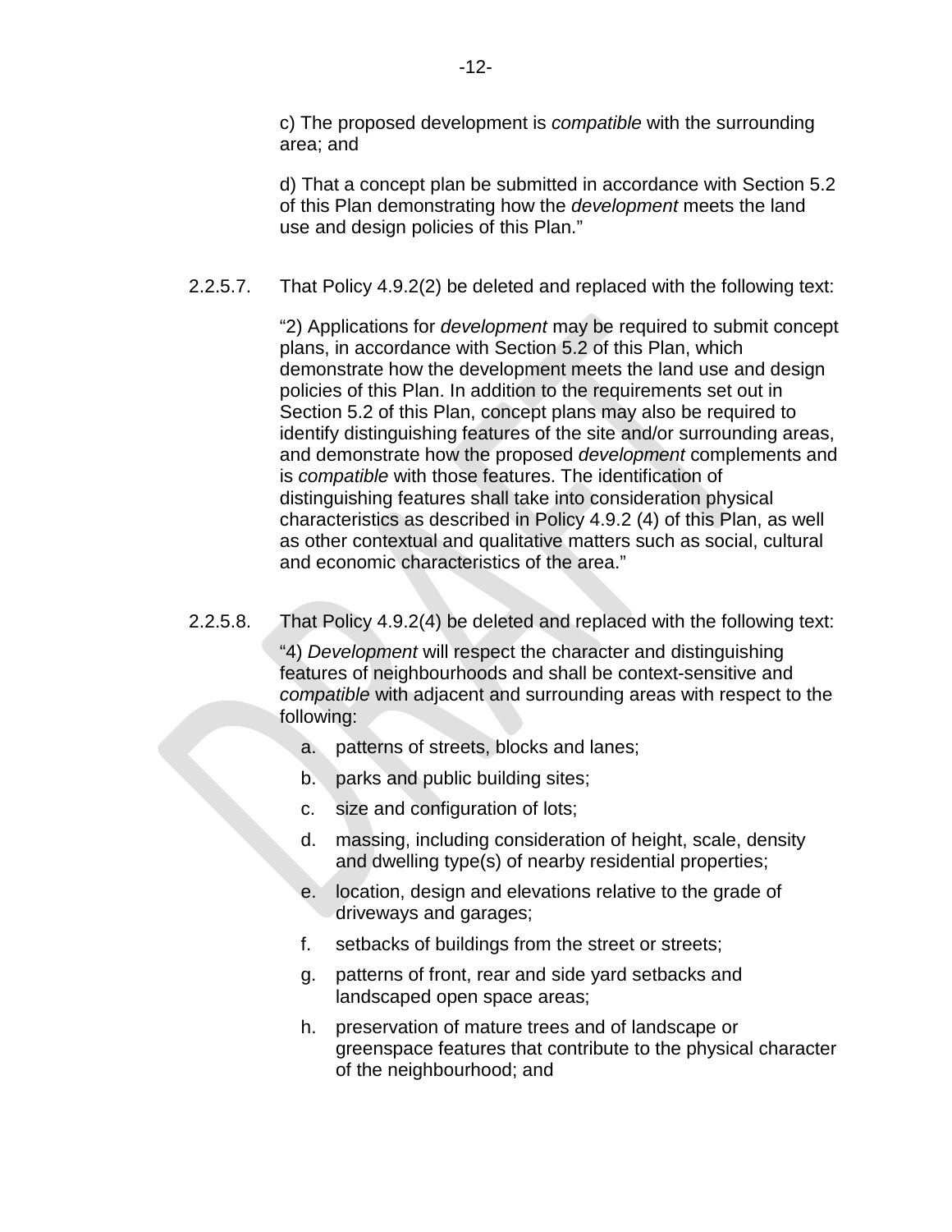c) The proposed development is *compatible* with the surrounding area; and

d) That a concept plan be submitted in accordance with Section 5.2 of this Plan demonstrating how the *development* meets the land use and design policies of this Plan."

2.2.5.7. That Policy 4.9.2(2) be deleted and replaced with the following text:

"2) Applications for *development* may be required to submit concept plans, in accordance with Section 5.2 of this Plan, which demonstrate how the development meets the land use and design policies of this Plan. In addition to the requirements set out in Section 5.2 of this Plan, concept plans may also be required to identify distinguishing features of the site and/or surrounding areas, and demonstrate how the proposed *development* complements and is *compatible* with those features. The identification of distinguishing features shall take into consideration physical characteristics as described in Policy 4.9.2 (4) of this Plan, as well as other contextual and qualitative matters such as social, cultural and economic characteristics of the area."

2.2.5.8. That Policy 4.9.2(4) be deleted and replaced with the following text:

"4) *Development* will respect the character and distinguishing features of neighbourhoods and shall be context-sensitive and *compatible* with adjacent and surrounding areas with respect to the following:

a. patterns of streets, blocks and lanes;

b. parks and public building sites;

c. size and configuration of lots;

d. massing, including consideration of height, scale, density and dwelling type(s) of nearby residential properties;

e. location, design and elevations relative to the grade of driveways and garages;

f. setbacks of buildings from the street or streets;

g. patterns of front, rear and side yard setbacks and landscaped open space areas;

h. preservation of mature trees and of landscape or greenspace features that contribute to the physical character of the neighbourhood; and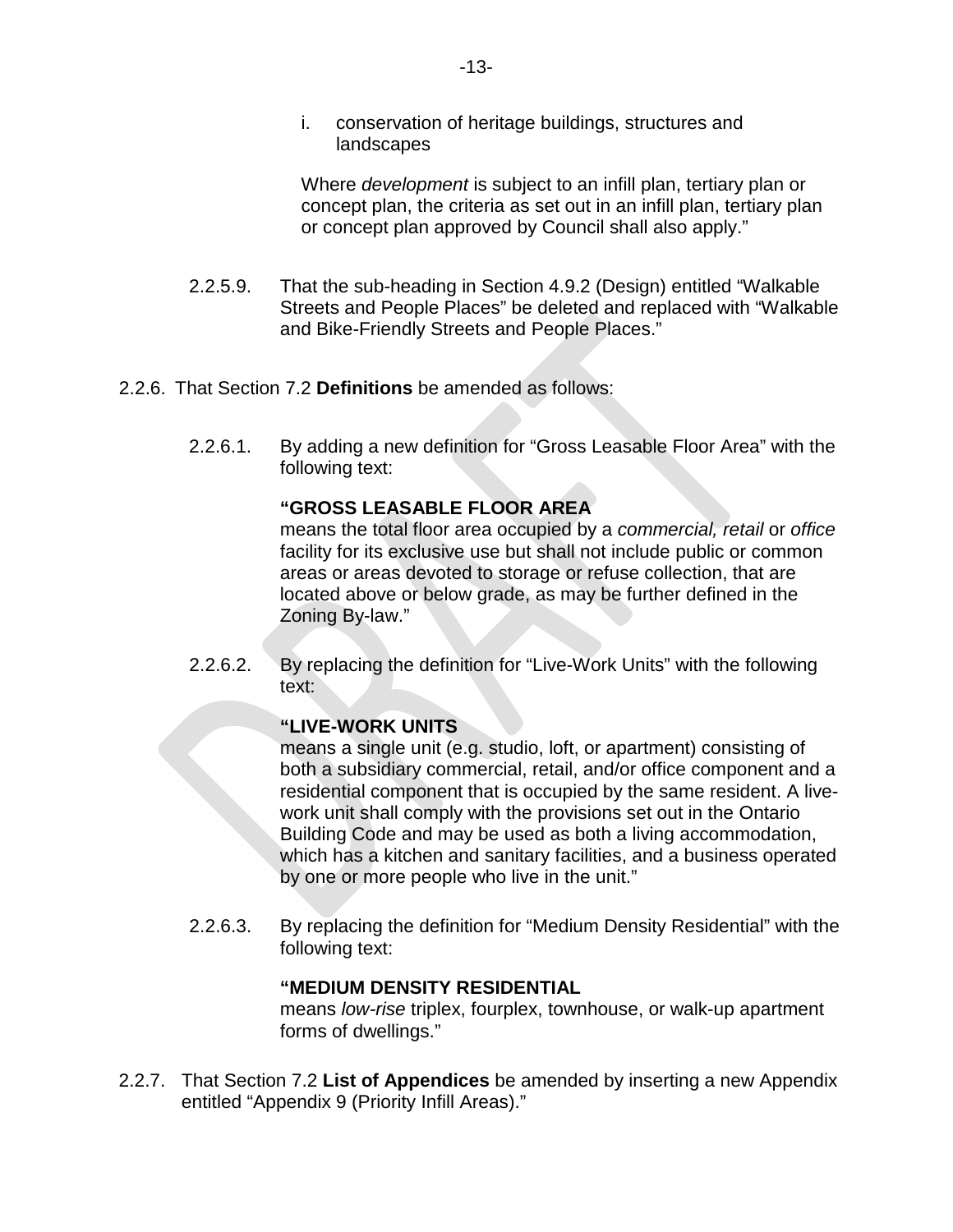i. conservation of heritage buildings, structures and landscapes

Where *development* is subject to an infill plan, tertiary plan or concept plan, the criteria as set out in an infill plan, tertiary plan or concept plan approved by Council shall also apply."

2.2.5.9. That the sub-heading in Section 4.9.2 (Design) entitled "Walkable Streets and People Places" be deleted and replaced with "Walkable and Bike-Friendly Streets and People Places."

2.2.6. That Section 7.2 **Definitions** be amended as follows:

2.2.6.1. By adding a new definition for "Gross Leasable Floor Area" with the following text:

**"GROSS LEASABLE FLOOR AREA**
means the total floor area occupied by a *commercial, retail* or *office* facility for its exclusive use but shall not include public or common areas or areas devoted to storage or refuse collection, that are located above or below grade, as may be further defined in the Zoning By-law."

2.2.6.2. By replacing the definition for "Live-Work Units" with the following text:

**"LIVE-WORK UNITS**
means a single unit (e.g. studio, loft, or apartment) consisting of both a subsidiary commercial, retail, and/or office component and a residential component that is occupied by the same resident. A live-work unit shall comply with the provisions set out in the Ontario Building Code and may be used as both a living accommodation, which has a kitchen and sanitary facilities, and a business operated by one or more people who live in the unit."

2.2.6.3. By replacing the definition for "Medium Density Residential" with the following text:

**"MEDIUM DENSITY RESIDENTIAL**
means *low-rise* triplex, fourplex, townhouse, or walk-up apartment forms of dwellings."

2.2.7. That Section 7.2 **List of Appendices** be amended by inserting a new Appendix entitled "Appendix 9 (Priority Infill Areas)."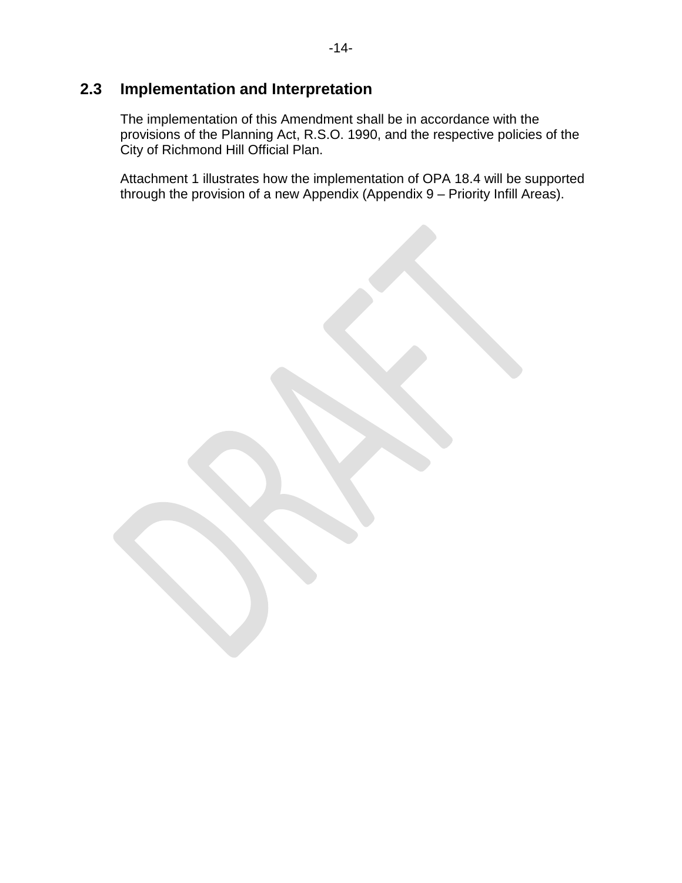## 2.3 Implementation and Interpretation

The implementation of this Amendment shall be in accordance with the provisions of the Planning Act, R.S.O. 1990, and the respective policies of the City of Richmond Hill Official Plan.

Attachment 1 illustrates how the implementation of OPA 18.4 will be supported through the provision of a new Appendix (Appendix 9 – Priority Infill Areas).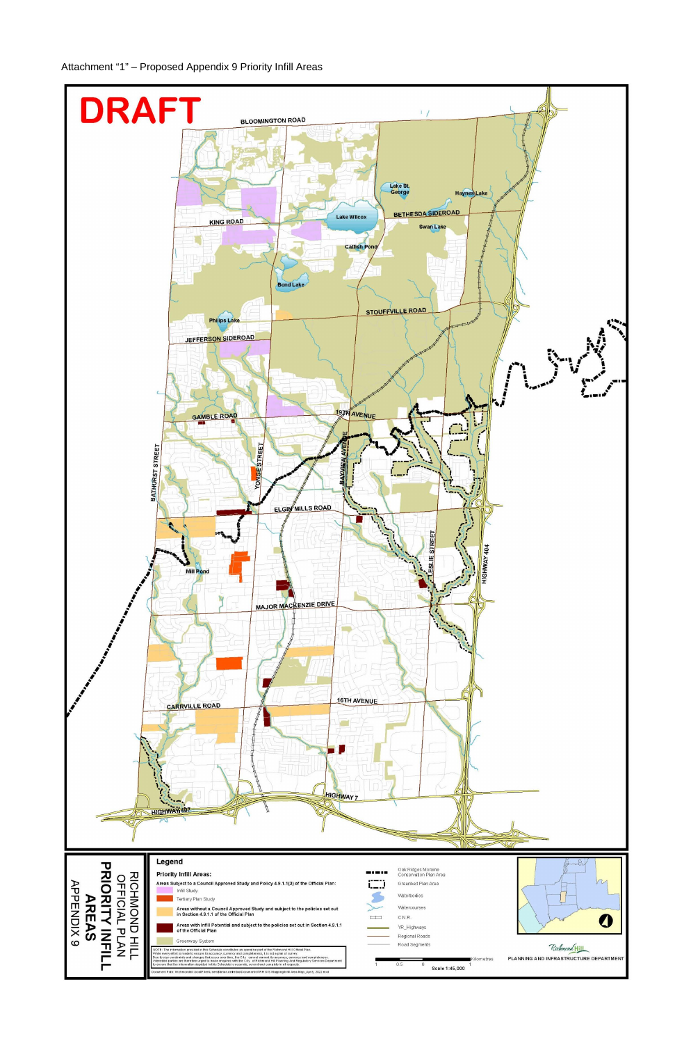Attachment "1" – Proposed Appendix 9 Priority Infill Areas

DRAFT

BLOOMINGTON ROAD

KING ROAD

BETHESDA SIDEROAD

STOUFFVILLE ROAD

JEFFERSON SIDEROAD

GAMBLE ROAD

19TH AVENUE

BATHURST STREET

YONGE STREET

BAYVIEW AVENUE

ELGIN MILLS ROAD

LESLIE STREET

HIGHWAY 404

MAJOR MACKENZIE DRIVE

CARRVILLE ROAD

16TH AVENUE

HIGHWAY 7

HIGHWAY 407

Lake St. George

Haynes Lake

Lake Wilcox

Swan Lake

Catfish Pond

Bond Lake

Philips Lake

Mill Pond

RICHMOND HILL OFFICIAL PLAN

PRIORITY INFILL AREAS

APPENDIX 9

**Legend**

**Priority Infill Areas:**

Areas Subject to a Council Approved Study and Policy 4.9.1.1(3) of the Official Plan:

- Infill Study
- Tertiary Plan Study

Areas without a Council Approved Study and subject to the policies set out in Section 4.9.1.1 of the Official Plan

Areas with Infill Potential and subject to the policies set out in Section 4.9.1.1 of the Official Plan

Greenway System

Oak Ridges Moraine Conservation Plan Area

Greenbelt Plan Area

Waterbodies

Watercourses

C.N.R.

YR_Highways

Regional Roads

Road Segments

NOTE: The information provided in this Schedule constitutes an operative part of the Richmond Hill Official Plan. While every effort is made to ensure its accuracy, currency and completeness, it is not a plan of survey. Due to size constraints and changes that occur over time, the City cannot warrant its accuracy, currency and completeness. Interested parties are therefore urged to make enquiries with the City of Richmond Hill Planning And Regulatory Services Department to ensure that the information depicted in this Schedule is accurate, current and complete in all respects.

1 0.5 0 1 Kilometres

Scale 1:45,000

Richmond Hill

PLANNING AND INFRASTRUCTURE DEPARTMENT